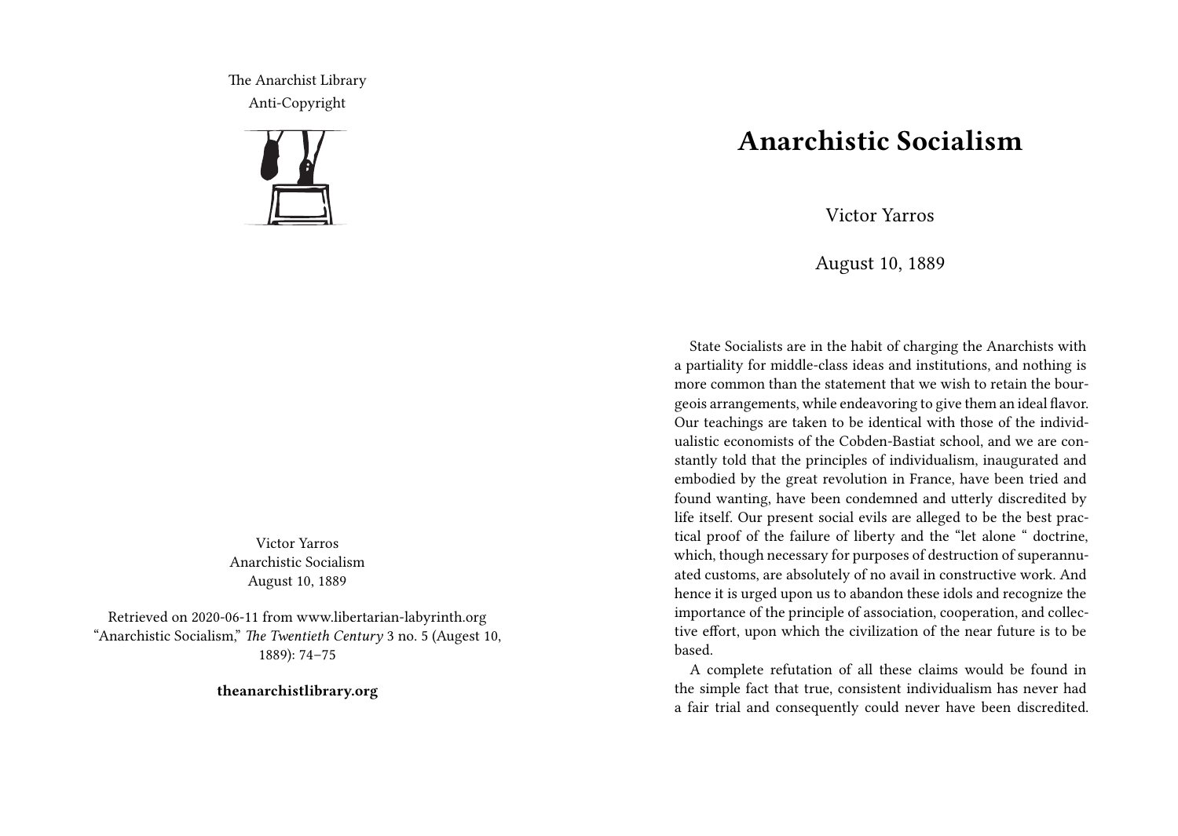The Anarchist Library
Anti-Copyright

Victor Yarros
Anarchistic Socialism
August 10, 1889

Retrieved on 2020-06-11 from www.libertarian-labyrinth.org
"Anarchistic Socialism," *The Twentieth Century* 3 no. 5 (Augest 10, 1889): 74–75

**theanarchistlibrary.org**

# Anarchistic Socialism

Victor Yarros

August 10, 1889

State Socialists are in the habit of charging the Anarchists with a partiality for middle-class ideas and institutions, and nothing is more common than the statement that we wish to retain the bourgeois arrangements, while endeavoring to give them an ideal flavor. Our teachings are taken to be identical with those of the individualistic economists of the Cobden-Bastiat school, and we are constantly told that the principles of individualism, inaugurated and embodied by the great revolution in France, have been tried and found wanting, have been condemned and utterly discredited by life itself. Our present social evils are alleged to be the best practical proof of the failure of liberty and the "let alone " doctrine, which, though necessary for purposes of destruction of superannuated customs, are absolutely of no avail in constructive work. And hence it is urged upon us to abandon these idols and recognize the importance of the principle of association, cooperation, and collective effort, upon which the civilization of the near future is to be based.

A complete refutation of all these claims would be found in the simple fact that true, consistent individualism has never had a fair trial and consequently could never have been discredited.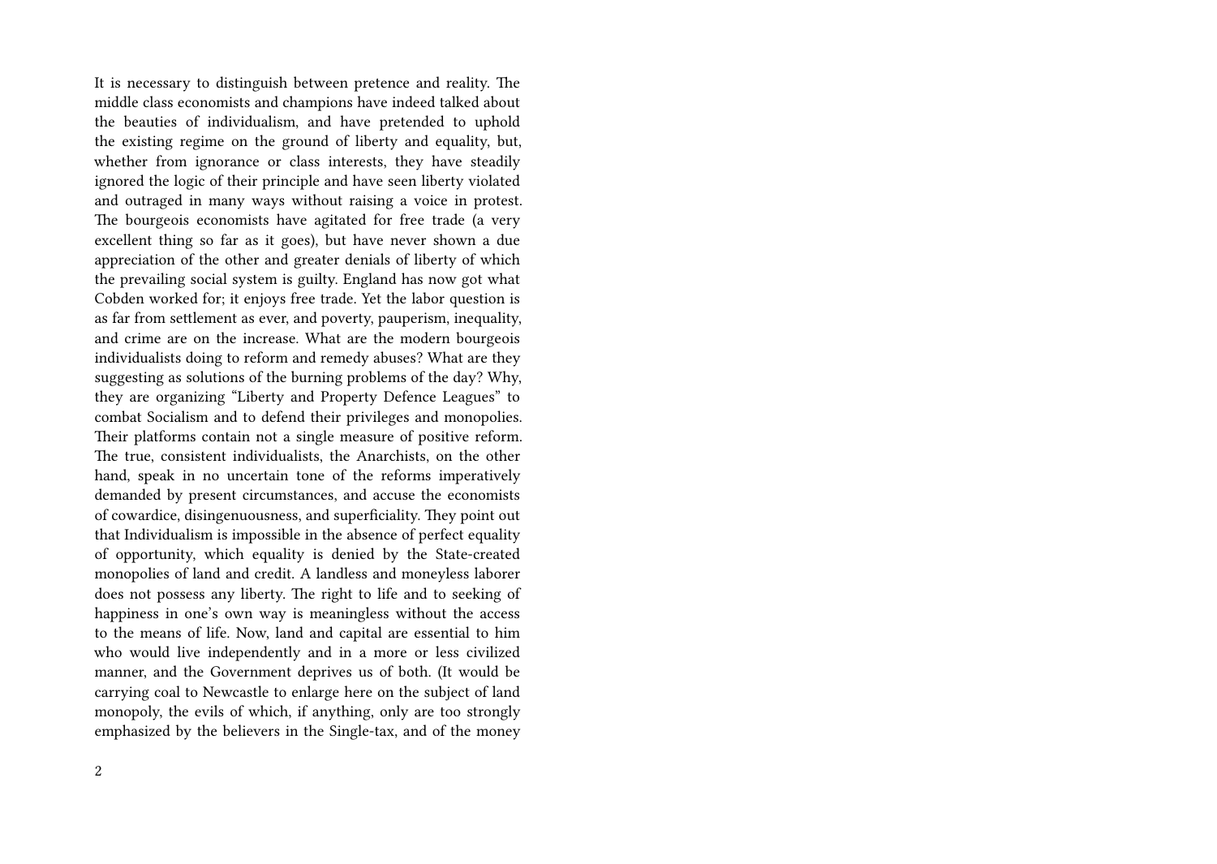It is necessary to distinguish between pretence and reality. The middle class economists and champions have indeed talked about the beauties of individualism, and have pretended to uphold the existing regime on the ground of liberty and equality, but, whether from ignorance or class interests, they have steadily ignored the logic of their principle and have seen liberty violated and outraged in many ways without raising a voice in protest. The bourgeois economists have agitated for free trade (a very excellent thing so far as it goes), but have never shown a due appreciation of the other and greater denials of liberty of which the prevailing social system is guilty. England has now got what Cobden worked for; it enjoys free trade. Yet the labor question is as far from settlement as ever, and poverty, pauperism, inequality, and crime are on the increase. What are the modern bourgeois individualists doing to reform and remedy abuses? What are they suggesting as solutions of the burning problems of the day? Why, they are organizing "Liberty and Property Defence Leagues" to combat Socialism and to defend their privileges and monopolies. Their platforms contain not a single measure of positive reform. The true, consistent individualists, the Anarchists, on the other hand, speak in no uncertain tone of the reforms imperatively demanded by present circumstances, and accuse the economists of cowardice, disingenuousness, and superficiality. They point out that Individualism is impossible in the absence of perfect equality of opportunity, which equality is denied by the State-created monopolies of land and credit. A landless and moneyless laborer does not possess any liberty. The right to life and to seeking of happiness in one's own way is meaningless without the access to the means of life. Now, land and capital are essential to him who would live independently and in a more or less civilized manner, and the Government deprives us of both. (It would be carrying coal to Newcastle to enlarge here on the subject of land monopoly, the evils of which, if anything, only are too strongly emphasized by the believers in the Single-tax, and of the money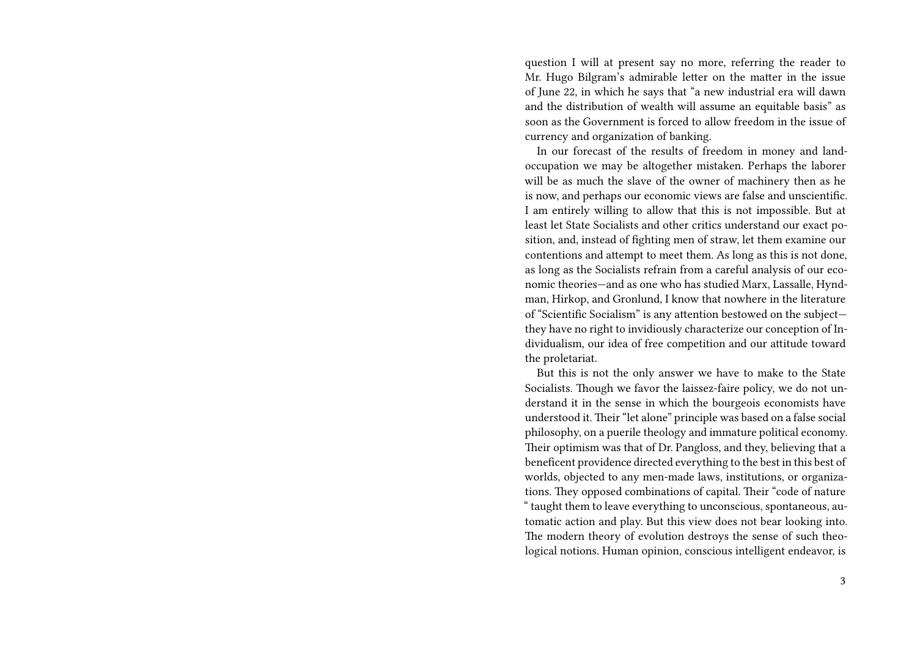question I will at present say no more, referring the reader to Mr. Hugo Bilgram's admirable letter on the matter in the issue of June 22, in which he says that "a new industrial era will dawn and the distribution of wealth will assume an equitable basis" as soon as the Government is forced to allow freedom in the issue of currency and organization of banking.

In our forecast of the results of freedom in money and land-occupation we may be altogether mistaken. Perhaps the laborer will be as much the slave of the owner of machinery then as he is now, and perhaps our economic views are false and unscientific. I am entirely willing to allow that this is not impossible. But at least let State Socialists and other critics understand our exact position, and, instead of fighting men of straw, let them examine our contentions and attempt to meet them. As long as this is not done, as long as the Socialists refrain from a careful analysis of our economic theories—and as one who has studied Marx, Lassalle, Hyndman, Hirkop, and Gronlund, I know that nowhere in the literature of "Scientific Socialism" is any attention bestowed on the subject—they have no right to invidiously characterize our conception of Individualism, our idea of free competition and our attitude toward the proletariat.

But this is not the only answer we have to make to the State Socialists. Though we favor the laissez-faire policy, we do not understand it in the sense in which the bourgeois economists have understood it. Their "let alone" principle was based on a false social philosophy, on a puerile theology and immature political economy. Their optimism was that of Dr. Pangloss, and they, believing that a beneficent providence directed everything to the best in this best of worlds, objected to any men-made laws, institutions, or organizations. They opposed combinations of capital. Their "code of nature " taught them to leave everything to unconscious, spontaneous, automatic action and play. But this view does not bear looking into. The modern theory of evolution destroys the sense of such theological notions. Human opinion, conscious intelligent endeavor, is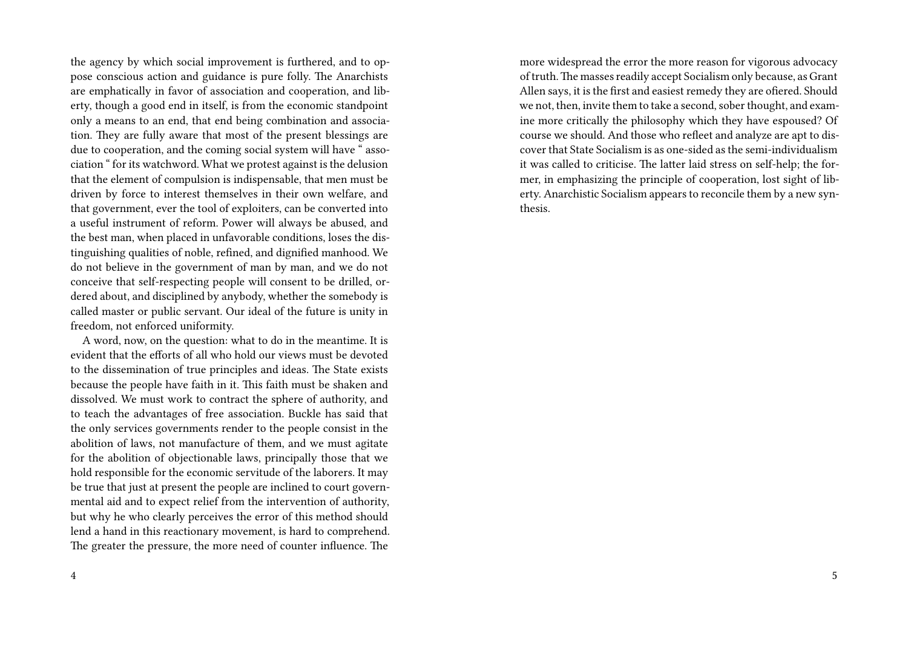the agency by which social improvement is furthered, and to oppose conscious action and guidance is pure folly. The Anarchists are emphatically in favor of association and cooperation, and liberty, though a good end in itself, is from the economic standpoint only a means to an end, that end being combination and association. They are fully aware that most of the present blessings are due to cooperation, and the coming social system will have " association " for its watchword. What we protest against is the delusion that the element of compulsion is indispensable, that men must be driven by force to interest themselves in their own welfare, and that government, ever the tool of exploiters, can be converted into a useful instrument of reform. Power will always be abused, and the best man, when placed in unfavorable conditions, loses the distinguishing qualities of noble, refined, and dignified manhood. We do not believe in the government of man by man, and we do not conceive that self-respecting people will consent to be drilled, ordered about, and disciplined by anybody, whether the somebody is called master or public servant. Our ideal of the future is unity in freedom, not enforced uniformity.

A word, now, on the question: what to do in the meantime. It is evident that the efforts of all who hold our views must be devoted to the dissemination of true principles and ideas. The State exists because the people have faith in it. This faith must be shaken and dissolved. We must work to contract the sphere of authority, and to teach the advantages of free association. Buckle has said that the only services governments render to the people consist in the abolition of laws, not manufacture of them, and we must agitate for the abolition of objectionable laws, principally those that we hold responsible for the economic servitude of the laborers. It may be true that just at present the people are inclined to court governmental aid and to expect relief from the intervention of authority, but why he who clearly perceives the error of this method should lend a hand in this reactionary movement, is hard to comprehend. The greater the pressure, the more need of counter influence. The more widespread the error the more reason for vigorous advocacy of truth. The masses readily accept Socialism only because, as Grant Allen says, it is the first and easiest remedy they are ofiered. Should we not, then, invite them to take a second, sober thought, and examine more critically the philosophy which they have espoused? Of course we should. And those who refleet and analyze are apt to discover that State Socialism is as one-sided as the semi-individualism it was called to criticise. The latter laid stress on self-help; the former, in emphasizing the principle of cooperation, lost sight of liberty. Anarchistic Socialism appears to reconcile them by a new synthesis.